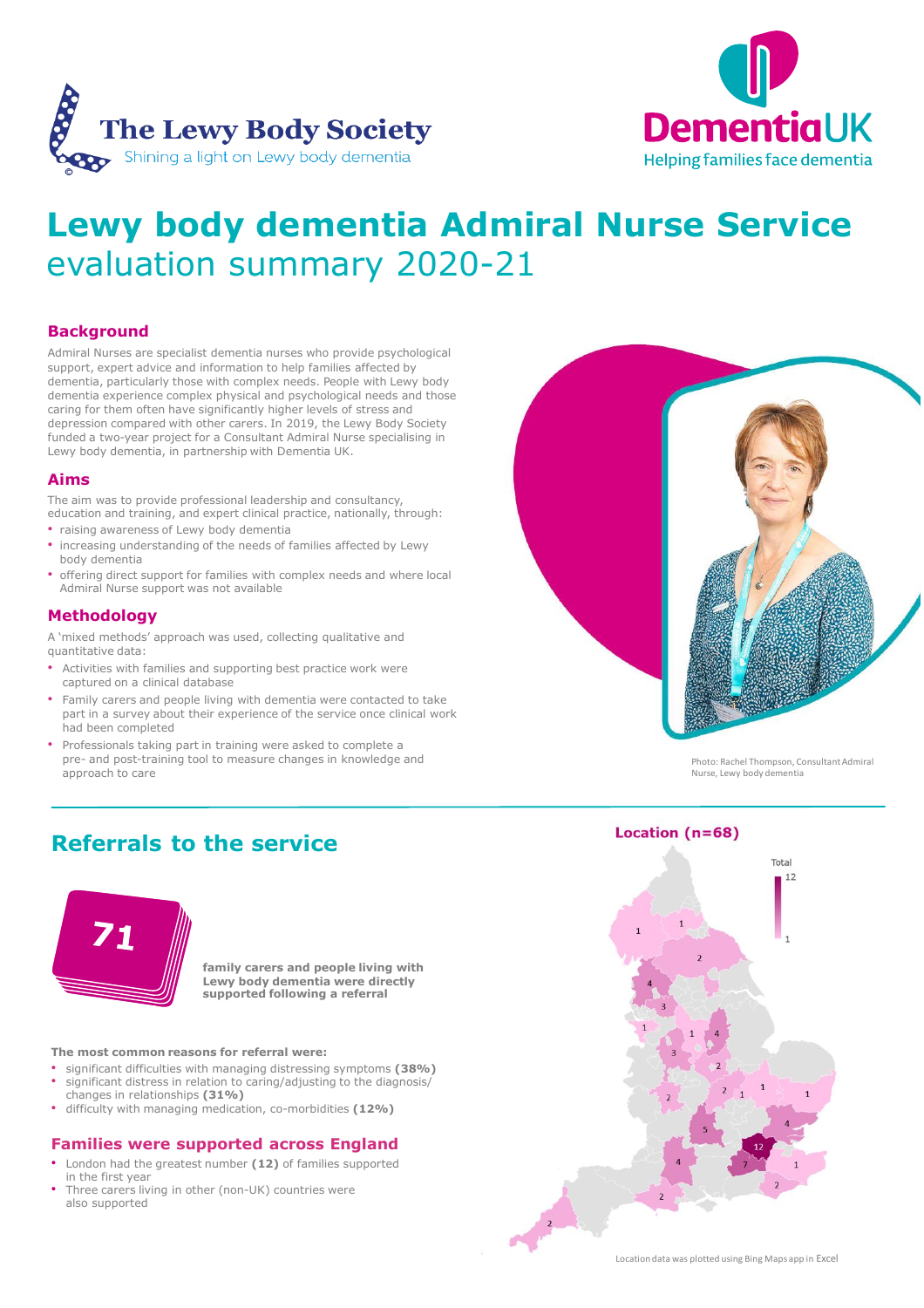The Lewy Body Society
Shining a light on Lewy body dementia

DementiaUK
Helping families face dementia

# Lewy body dementia Admiral Nurse Service evaluation summary 2020-21

## Background

Admiral Nurses are specialist dementia nurses who provide psychological support, expert advice and information to help families affected by dementia, particularly those with complex needs. People with Lewy body dementia experience complex physical and psychological needs and those caring for them often have significantly higher levels of stress and depression compared with other carers. In 2019, the Lewy Body Society funded a two-year project for a Consultant Admiral Nurse specialising in Lewy body dementia, in partnership with Dementia UK.

## Aims

The aim was to provide professional leadership and consultancy, education and training, and expert clinical practice, nationally, through:

- raising awareness of Lewy body dementia
- increasing understanding of the needs of families affected by Lewy body dementia
- offering direct support for families with complex needs and where local Admiral Nurse support was not available

## Methodology

A 'mixed methods' approach was used, collecting qualitative and quantitative data:

- Activities with families and supporting best practice work were captured on a clinical database
- Family carers and people living with dementia were contacted to take part in a survey about their experience of the service once clinical work had been completed
- Professionals taking part in training were asked to complete a pre- and post-training tool to measure changes in knowledge and approach to care

Photo: Rachel Thompson, Consultant Admiral Nurse, Lewy body dementia

## Referrals to the service

**71**

**family carers and people living with Lewy body dementia were directly supported following a referral**

**The most common reasons for referral were:**

- significant difficulties with managing distressing symptoms **(38%)**
- significant distress in relation to caring/adjusting to the diagnosis/ changes in relationships **(31%)**
- difficulty with managing medication, co-morbidities **(12%)**

## Families were supported across England

- London had the greatest number **(12)** of families supported in the first year
- Three carers living in other (non-UK) countries were also supported

**Location (n=68)**

Location data was plotted using Bing Maps app in Excel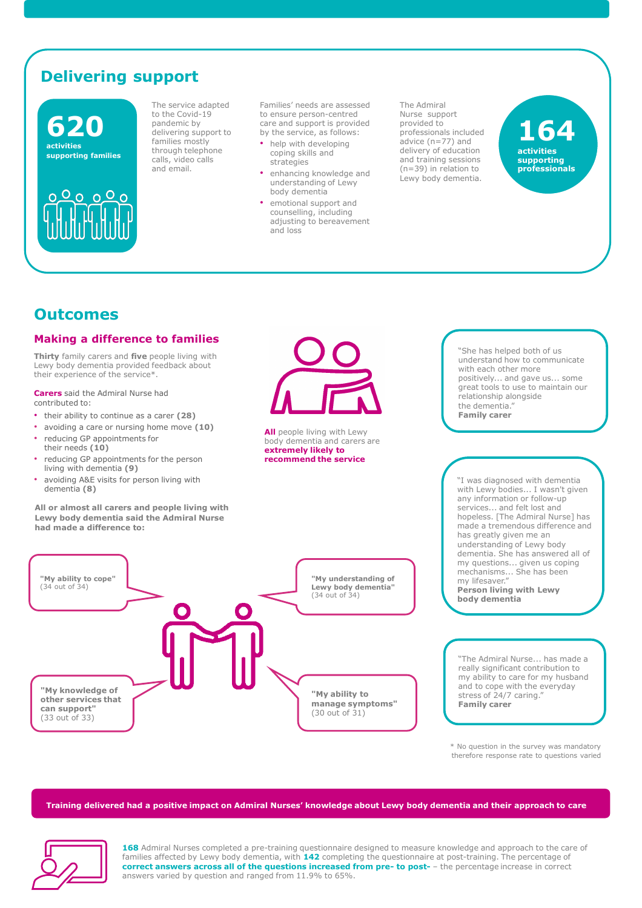## Delivering support

**620** activities supporting families

The service adapted to the Covid-19 pandemic by delivering support to families mostly through telephone calls, video calls and email.

Families' needs are assessed to ensure person-centred care and support is provided by the service, as follows:

- help with developing coping skills and strategies
- enhancing knowledge and understanding of Lewy body dementia
- emotional support and counselling, including adjusting to bereavement and loss

The Admiral Nurse support provided to professionals included advice (n=77) and delivery of education and training sessions (n=39) in relation to Lewy body dementia.

**164** activities supporting professionals

## Outcomes

### Making a difference to families

**Thirty** family carers and **five** people living with Lewy body dementia provided feedback about their experience of the service*.

**Carers** said the Admiral Nurse had contributed to:

- their ability to continue as a carer **(28)**
- avoiding a care or nursing home move **(10)**
- reducing GP appointments for their needs **(10)**
- reducing GP appointments for the person living with dementia **(9)**
- avoiding A&E visits for person living with dementia **(8)**

**All** people living with Lewy body dementia and carers are **extremely likely to recommend the service**

**All or almost all carers and people living with Lewy body dementia said the Admiral Nurse had made a difference to:**

- **"My ability to cope"** (34 out of 34)
- **"My understanding of Lewy body dementia"** (34 out of 34)
- **"My knowledge of other services that can support"** (33 out of 33)
- **"My ability to manage symptoms"** (30 out of 31)

"She has helped both of us understand how to communicate with each other more positively... and gave us... some great tools to use to maintain our relationship alongside the dementia."
**Family carer**

"I was diagnosed with dementia with Lewy bodies... I wasn't given any information or follow-up services... and felt lost and hopeless. [The Admiral Nurse] has made a tremendous difference and has greatly given me an understanding of Lewy body dementia. She has answered all of my questions... given us coping mechanisms... She has been my lifesaver."
**Person living with Lewy body dementia**

"The Admiral Nurse... has made a really significant contribution to my ability to care for my husband and to cope with the everyday stress of 24/7 caring."
**Family carer**

* No question in the survey was mandatory therefore response rate to questions varied

**Training delivered had a positive impact on Admiral Nurses' knowledge about Lewy body dementia and their approach to care**

**168** Admiral Nurses completed a pre-training questionnaire designed to measure knowledge and approach to the care of families affected by Lewy body dementia, with **142** completing the questionnaire at post-training. The percentage of **correct answers across all of the questions increased from pre- to post-** – the percentage increase in correct answers varied by question and ranged from 11.9% to 65%.